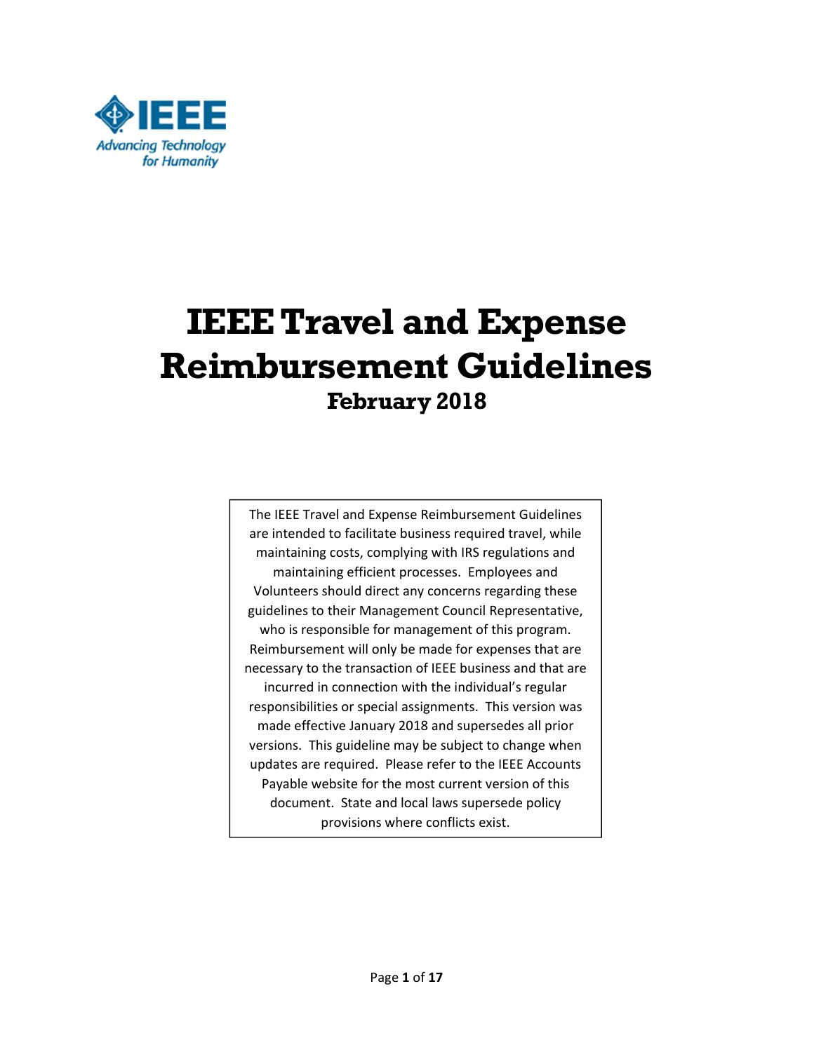IEEE

Advancing Technology for Humanity

# IEEE Travel and Expense Reimbursement Guidelines

## February 2018

The IEEE Travel and Expense Reimbursement Guidelines are intended to facilitate business required travel, while maintaining costs, complying with IRS regulations and maintaining efficient processes. Employees and Volunteers should direct any concerns regarding these guidelines to their Management Council Representative, who is responsible for management of this program. Reimbursement will only be made for expenses that are necessary to the transaction of IEEE business and that are incurred in connection with the individual's regular responsibilities or special assignments. This version was made effective January 2018 and supersedes all prior versions. This guideline may be subject to change when updates are required. Please refer to the IEEE Accounts Payable website for the most current version of this document. State and local laws supersede policy provisions where conflicts exist.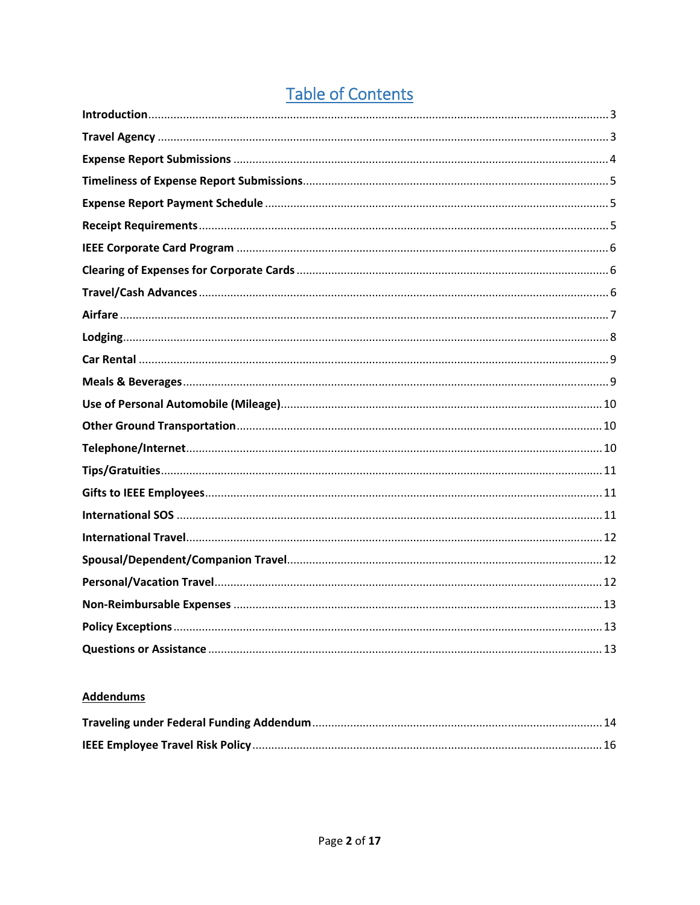# Table of Contents

**Introduction** .................................................. 3

**Travel Agency** .................................................. 3

**Expense Report Submissions** .................................................. 4

**Timeliness of Expense Report Submissions** .................................................. 5

**Expense Report Payment Schedule** .................................................. 5

**Receipt Requirements** .................................................. 5

**IEEE Corporate Card Program** .................................................. 6

**Clearing of Expenses for Corporate Cards** .................................................. 6

**Travel/Cash Advances** .................................................. 6

**Airfare** .................................................. 7

**Lodging** .................................................. 8

**Car Rental** .................................................. 9

**Meals & Beverages** .................................................. 9

**Use of Personal Automobile (Mileage)** .................................................. 10

**Other Ground Transportation** .................................................. 10

**Telephone/Internet** .................................................. 10

**Tips/Gratuities** .................................................. 11

**Gifts to IEEE Employees** .................................................. 11

**International SOS** .................................................. 11

**International Travel** .................................................. 12

**Spousal/Dependent/Companion Travel** .................................................. 12

**Personal/Vacation Travel** .................................................. 12

**Non-Reimbursable Expenses** .................................................. 13

**Policy Exceptions** .................................................. 13

**Questions or Assistance** .................................................. 13

## Addendums

**Traveling under Federal Funding Addendum** .................................................. 14

**IEEE Employee Travel Risk Policy** .................................................. 16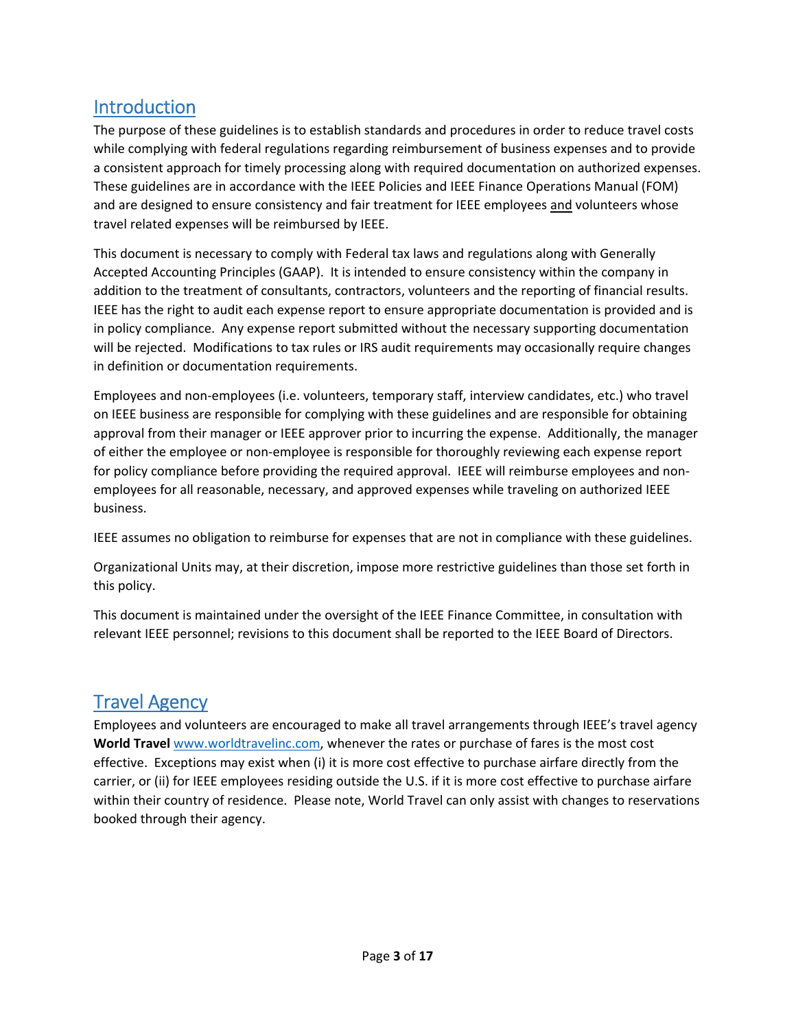## Introduction

The purpose of these guidelines is to establish standards and procedures in order to reduce travel costs while complying with federal regulations regarding reimbursement of business expenses and to provide a consistent approach for timely processing along with required documentation on authorized expenses. These guidelines are in accordance with the IEEE Policies and IEEE Finance Operations Manual (FOM) and are designed to ensure consistency and fair treatment for IEEE employees and volunteers whose travel related expenses will be reimbursed by IEEE.

This document is necessary to comply with Federal tax laws and regulations along with Generally Accepted Accounting Principles (GAAP). It is intended to ensure consistency within the company in addition to the treatment of consultants, contractors, volunteers and the reporting of financial results. IEEE has the right to audit each expense report to ensure appropriate documentation is provided and is in policy compliance. Any expense report submitted without the necessary supporting documentation will be rejected. Modifications to tax rules or IRS audit requirements may occasionally require changes in definition or documentation requirements.

Employees and non-employees (i.e. volunteers, temporary staff, interview candidates, etc.) who travel on IEEE business are responsible for complying with these guidelines and are responsible for obtaining approval from their manager or IEEE approver prior to incurring the expense. Additionally, the manager of either the employee or non-employee is responsible for thoroughly reviewing each expense report for policy compliance before providing the required approval. IEEE will reimburse employees and non-employees for all reasonable, necessary, and approved expenses while traveling on authorized IEEE business.

IEEE assumes no obligation to reimburse for expenses that are not in compliance with these guidelines.

Organizational Units may, at their discretion, impose more restrictive guidelines than those set forth in this policy.

This document is maintained under the oversight of the IEEE Finance Committee, in consultation with relevant IEEE personnel; revisions to this document shall be reported to the IEEE Board of Directors.

## Travel Agency

Employees and volunteers are encouraged to make all travel arrangements through IEEE's travel agency **World Travel** www.worldtravelinc.com, whenever the rates or purchase of fares is the most cost effective. Exceptions may exist when (i) it is more cost effective to purchase airfare directly from the carrier, or (ii) for IEEE employees residing outside the U.S. if it is more cost effective to purchase airfare within their country of residence. Please note, World Travel can only assist with changes to reservations booked through their agency.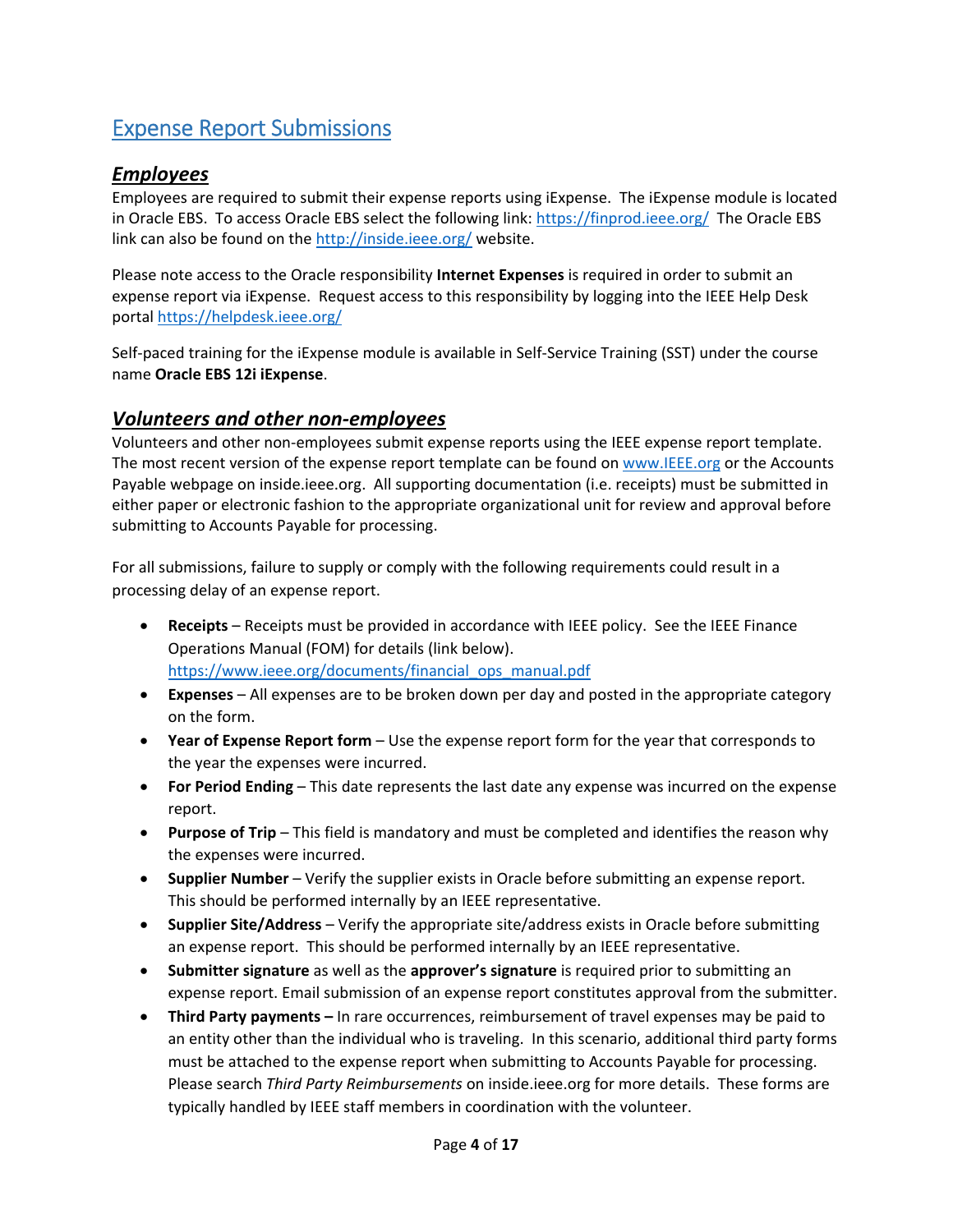# Expense Report Submissions

## *Employees*

Employees are required to submit their expense reports using iExpense. The iExpense module is located in Oracle EBS. To access Oracle EBS select the following link: https://finprod.ieee.org/ The Oracle EBS link can also be found on the http://inside.ieee.org/ website.

Please note access to the Oracle responsibility **Internet Expenses** is required in order to submit an expense report via iExpense. Request access to this responsibility by logging into the IEEE Help Desk portal https://helpdesk.ieee.org/

Self-paced training for the iExpense module is available in Self-Service Training (SST) under the course name **Oracle EBS 12i iExpense**.

## *Volunteers and other non-employees*

Volunteers and other non-employees submit expense reports using the IEEE expense report template. The most recent version of the expense report template can be found on www.IEEE.org or the Accounts Payable webpage on inside.ieee.org. All supporting documentation (i.e. receipts) must be submitted in either paper or electronic fashion to the appropriate organizational unit for review and approval before submitting to Accounts Payable for processing.

For all submissions, failure to supply or comply with the following requirements could result in a processing delay of an expense report.

- **Receipts** – Receipts must be provided in accordance with IEEE policy. See the IEEE Finance Operations Manual (FOM) for details (link below). https://www.ieee.org/documents/financial_ops_manual.pdf
- **Expenses** – All expenses are to be broken down per day and posted in the appropriate category on the form.
- **Year of Expense Report form** – Use the expense report form for the year that corresponds to the year the expenses were incurred.
- **For Period Ending** – This date represents the last date any expense was incurred on the expense report.
- **Purpose of Trip** – This field is mandatory and must be completed and identifies the reason why the expenses were incurred.
- **Supplier Number** – Verify the supplier exists in Oracle before submitting an expense report. This should be performed internally by an IEEE representative.
- **Supplier Site/Address** – Verify the appropriate site/address exists in Oracle before submitting an expense report. This should be performed internally by an IEEE representative.
- **Submitter signature** as well as the **approver's signature** is required prior to submitting an expense report. Email submission of an expense report constitutes approval from the submitter.
- **Third Party payments –** In rare occurrences, reimbursement of travel expenses may be paid to an entity other than the individual who is traveling. In this scenario, additional third party forms must be attached to the expense report when submitting to Accounts Payable for processing. Please search *Third Party Reimbursements* on inside.ieee.org for more details. These forms are typically handled by IEEE staff members in coordination with the volunteer.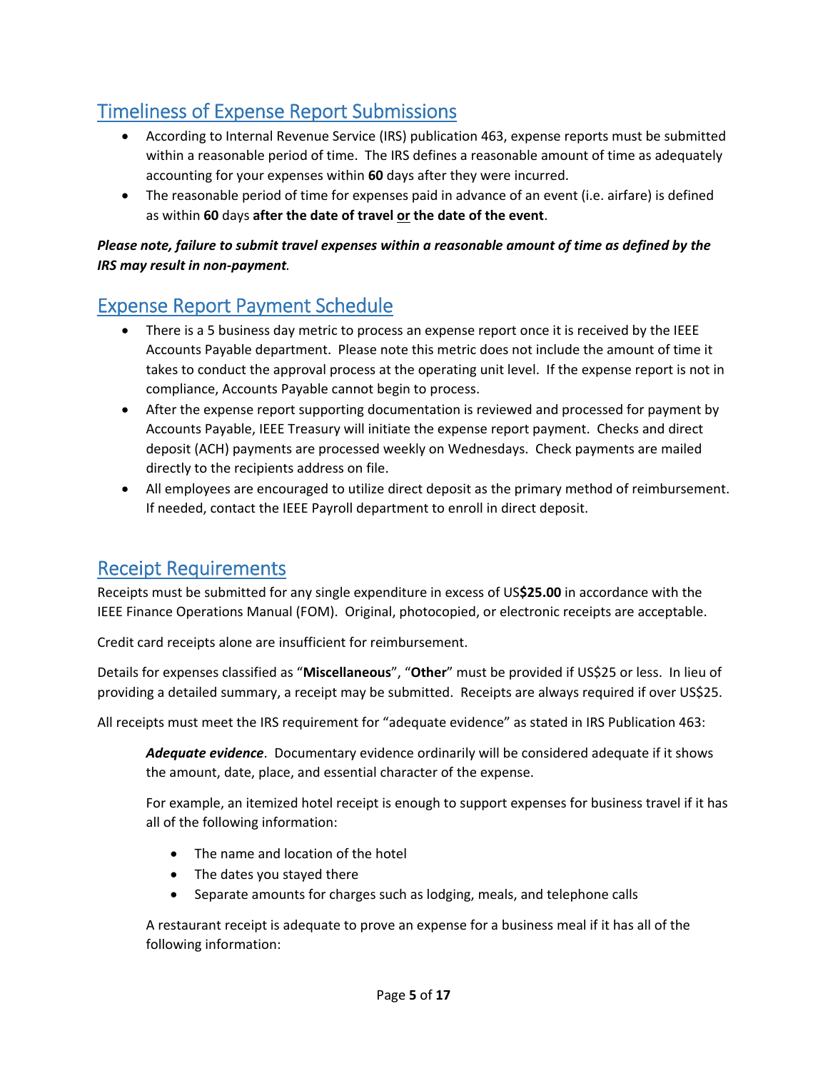## Timeliness of Expense Report Submissions

- According to Internal Revenue Service (IRS) publication 463, expense reports must be submitted within a reasonable period of time. The IRS defines a reasonable amount of time as adequately accounting for your expenses within **60** days after they were incurred.
- The reasonable period of time for expenses paid in advance of an event (i.e. airfare) is defined as within **60** days **after the date of travel <u>or</u> the date of the event**.

***Please note, failure to submit travel expenses within a reasonable amount of time as defined by the IRS may result in non-payment.***

## Expense Report Payment Schedule

- There is a 5 business day metric to process an expense report once it is received by the IEEE Accounts Payable department. Please note this metric does not include the amount of time it takes to conduct the approval process at the operating unit level. If the expense report is not in compliance, Accounts Payable cannot begin to process.
- After the expense report supporting documentation is reviewed and processed for payment by Accounts Payable, IEEE Treasury will initiate the expense report payment. Checks and direct deposit (ACH) payments are processed weekly on Wednesdays. Check payments are mailed directly to the recipients address on file.
- All employees are encouraged to utilize direct deposit as the primary method of reimbursement. If needed, contact the IEEE Payroll department to enroll in direct deposit.

## Receipt Requirements

Receipts must be submitted for any single expenditure in excess of US**$25.00** in accordance with the IEEE Finance Operations Manual (FOM). Original, photocopied, or electronic receipts are acceptable.

Credit card receipts alone are insufficient for reimbursement.

Details for expenses classified as "**Miscellaneous**", "**Other**" must be provided if US$25 or less. In lieu of providing a detailed summary, a receipt may be submitted. Receipts are always required if over US$25.

All receipts must meet the IRS requirement for "adequate evidence" as stated in IRS Publication 463:

> ***Adequate evidence***. Documentary evidence ordinarily will be considered adequate if it shows the amount, date, place, and essential character of the expense.
>
> For example, an itemized hotel receipt is enough to support expenses for business travel if it has all of the following information:
>
> - The name and location of the hotel
> - The dates you stayed there
> - Separate amounts for charges such as lodging, meals, and telephone calls
>
> A restaurant receipt is adequate to prove an expense for a business meal if it has all of the following information: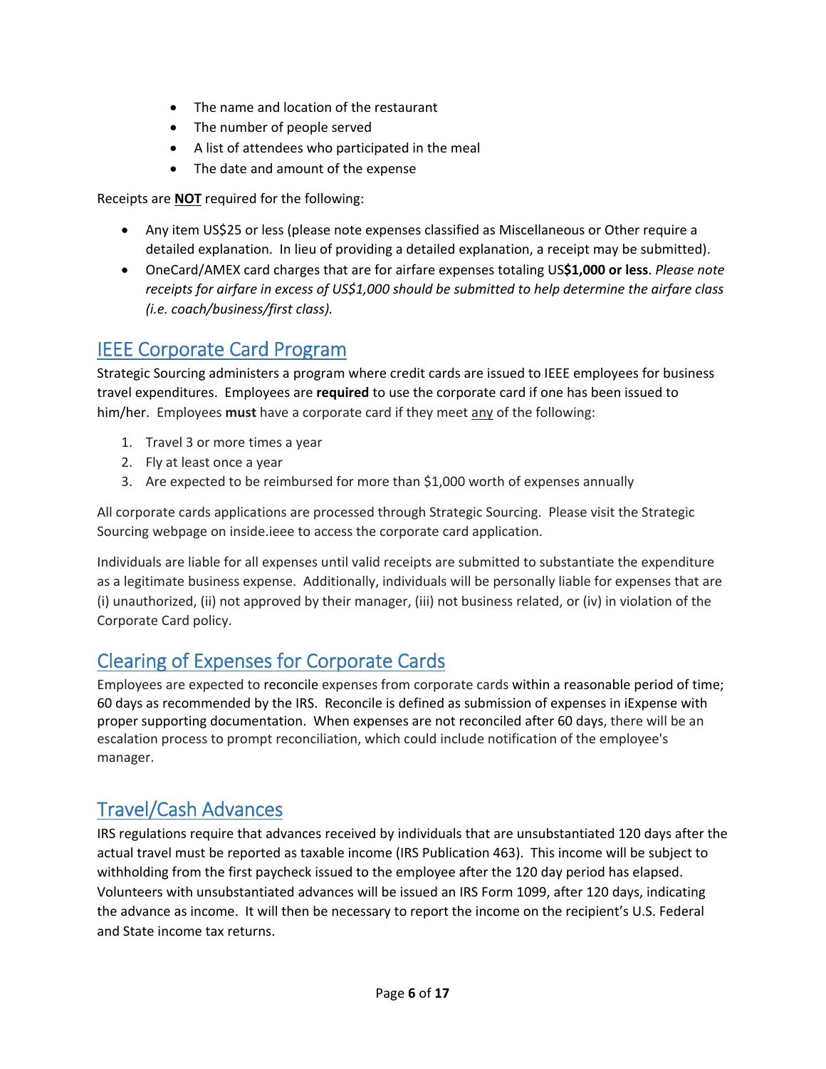- The name and location of the restaurant
- The number of people served
- A list of attendees who participated in the meal
- The date and amount of the expense

Receipts are **NOT** required for the following:

- Any item US$25 or less (please note expenses classified as Miscellaneous or Other require a detailed explanation. In lieu of providing a detailed explanation, a receipt may be submitted).
- OneCard/AMEX card charges that are for airfare expenses totaling US**$1,000 or less**. *Please note receipts for airfare in excess of US$1,000 should be submitted to help determine the airfare class (i.e. coach/business/first class).*

## IEEE Corporate Card Program

Strategic Sourcing administers a program where credit cards are issued to IEEE employees for business travel expenditures. Employees are **required** to use the corporate card if one has been issued to him/her. Employees **must** have a corporate card if they meet any of the following:

1. Travel 3 or more times a year
2. Fly at least once a year
3. Are expected to be reimbursed for more than $1,000 worth of expenses annually

All corporate cards applications are processed through Strategic Sourcing. Please visit the Strategic Sourcing webpage on inside.ieee to access the corporate card application.

Individuals are liable for all expenses until valid receipts are submitted to substantiate the expenditure as a legitimate business expense. Additionally, individuals will be personally liable for expenses that are (i) unauthorized, (ii) not approved by their manager, (iii) not business related, or (iv) in violation of the Corporate Card policy.

## Clearing of Expenses for Corporate Cards

Employees are expected to reconcile expenses from corporate cards within a reasonable period of time; 60 days as recommended by the IRS. Reconcile is defined as submission of expenses in iExpense with proper supporting documentation. When expenses are not reconciled after 60 days, there will be an escalation process to prompt reconciliation, which could include notification of the employee's manager.

## Travel/Cash Advances

IRS regulations require that advances received by individuals that are unsubstantiated 120 days after the actual travel must be reported as taxable income (IRS Publication 463). This income will be subject to withholding from the first paycheck issued to the employee after the 120 day period has elapsed. Volunteers with unsubstantiated advances will be issued an IRS Form 1099, after 120 days, indicating the advance as income. It will then be necessary to report the income on the recipient's U.S. Federal and State income tax returns.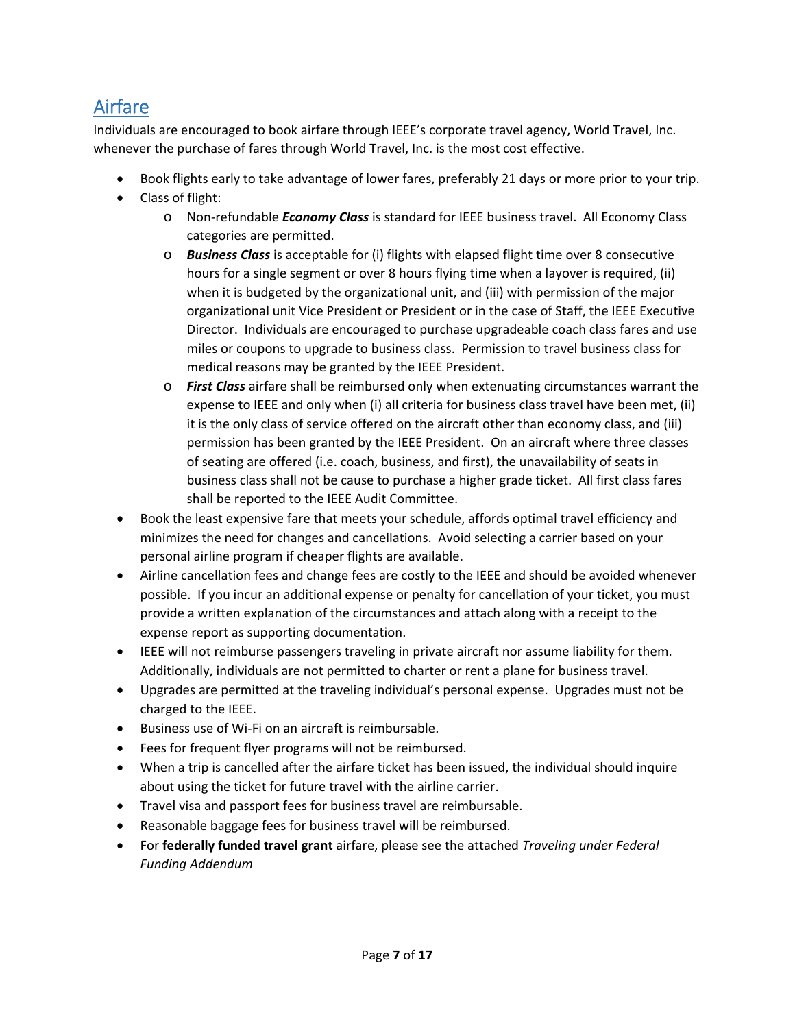## Airfare

Individuals are encouraged to book airfare through IEEE's corporate travel agency, World Travel, Inc. whenever the purchase of fares through World Travel, Inc. is the most cost effective.

- Book flights early to take advantage of lower fares, preferably 21 days or more prior to your trip.
- Class of flight:
  - Non-refundable ***Economy Class*** is standard for IEEE business travel. All Economy Class categories are permitted.
  - ***Business Class*** is acceptable for (i) flights with elapsed flight time over 8 consecutive hours for a single segment or over 8 hours flying time when a layover is required, (ii) when it is budgeted by the organizational unit, and (iii) with permission of the major organizational unit Vice President or President or in the case of Staff, the IEEE Executive Director. Individuals are encouraged to purchase upgradeable coach class fares and use miles or coupons to upgrade to business class. Permission to travel business class for medical reasons may be granted by the IEEE President.
  - ***First Class*** airfare shall be reimbursed only when extenuating circumstances warrant the expense to IEEE and only when (i) all criteria for business class travel have been met, (ii) it is the only class of service offered on the aircraft other than economy class, and (iii) permission has been granted by the IEEE President. On an aircraft where three classes of seating are offered (i.e. coach, business, and first), the unavailability of seats in business class shall not be cause to purchase a higher grade ticket. All first class fares shall be reported to the IEEE Audit Committee.
- Book the least expensive fare that meets your schedule, affords optimal travel efficiency and minimizes the need for changes and cancellations. Avoid selecting a carrier based on your personal airline program if cheaper flights are available.
- Airline cancellation fees and change fees are costly to the IEEE and should be avoided whenever possible. If you incur an additional expense or penalty for cancellation of your ticket, you must provide a written explanation of the circumstances and attach along with a receipt to the expense report as supporting documentation.
- IEEE will not reimburse passengers traveling in private aircraft nor assume liability for them. Additionally, individuals are not permitted to charter or rent a plane for business travel.
- Upgrades are permitted at the traveling individual's personal expense. Upgrades must not be charged to the IEEE.
- Business use of Wi-Fi on an aircraft is reimbursable.
- Fees for frequent flyer programs will not be reimbursed.
- When a trip is cancelled after the airfare ticket has been issued, the individual should inquire about using the ticket for future travel with the airline carrier.
- Travel visa and passport fees for business travel are reimbursable.
- Reasonable baggage fees for business travel will be reimbursed.
- For **federally funded travel grant** airfare, please see the attached *Traveling under Federal Funding Addendum*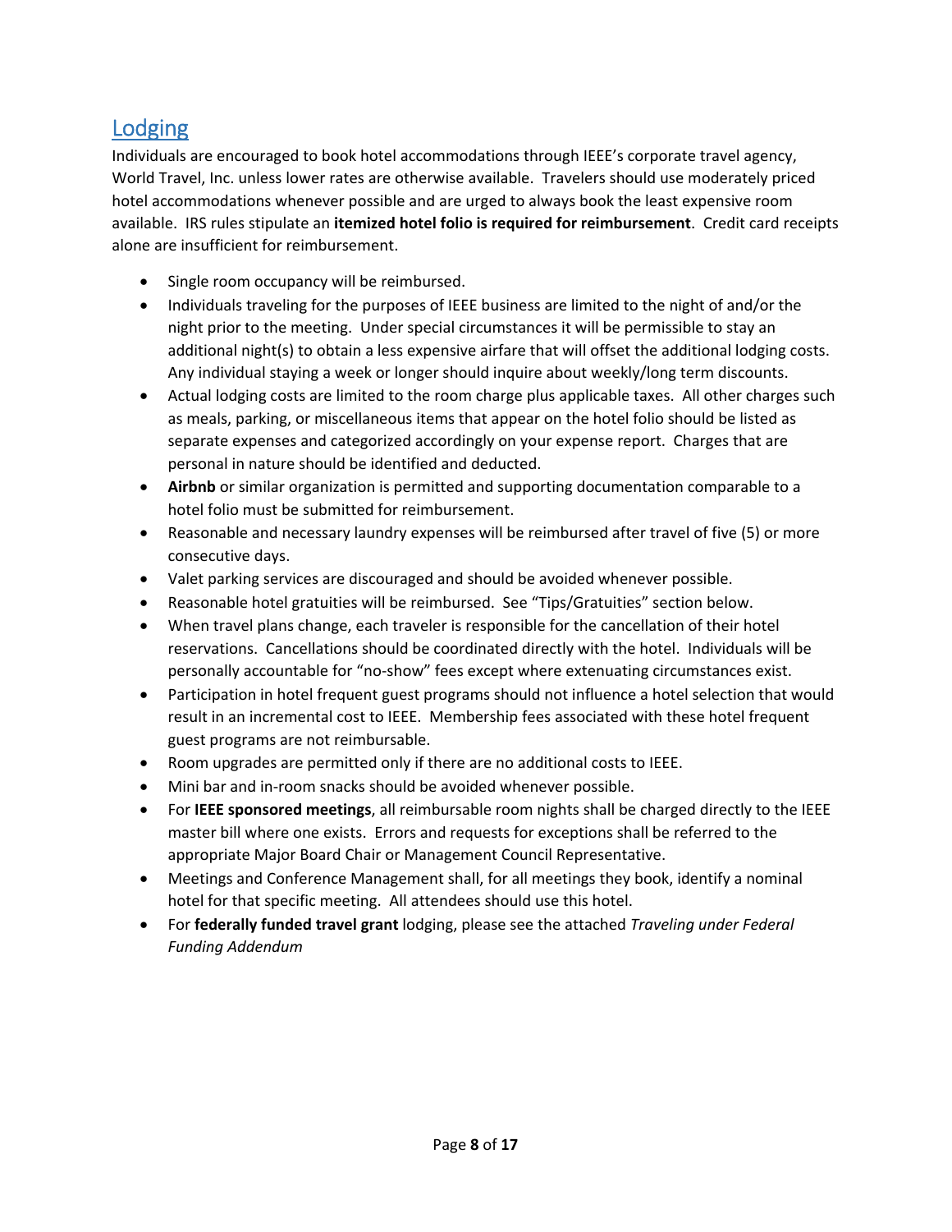## Lodging

Individuals are encouraged to book hotel accommodations through IEEE's corporate travel agency, World Travel, Inc. unless lower rates are otherwise available. Travelers should use moderately priced hotel accommodations whenever possible and are urged to always book the least expensive room available. IRS rules stipulate an **itemized hotel folio is required for reimbursement**. Credit card receipts alone are insufficient for reimbursement.

- Single room occupancy will be reimbursed.
- Individuals traveling for the purposes of IEEE business are limited to the night of and/or the night prior to the meeting. Under special circumstances it will be permissible to stay an additional night(s) to obtain a less expensive airfare that will offset the additional lodging costs. Any individual staying a week or longer should inquire about weekly/long term discounts.
- Actual lodging costs are limited to the room charge plus applicable taxes. All other charges such as meals, parking, or miscellaneous items that appear on the hotel folio should be listed as separate expenses and categorized accordingly on your expense report. Charges that are personal in nature should be identified and deducted.
- **Airbnb** or similar organization is permitted and supporting documentation comparable to a hotel folio must be submitted for reimbursement.
- Reasonable and necessary laundry expenses will be reimbursed after travel of five (5) or more consecutive days.
- Valet parking services are discouraged and should be avoided whenever possible.
- Reasonable hotel gratuities will be reimbursed. See "Tips/Gratuities" section below.
- When travel plans change, each traveler is responsible for the cancellation of their hotel reservations. Cancellations should be coordinated directly with the hotel. Individuals will be personally accountable for "no-show" fees except where extenuating circumstances exist.
- Participation in hotel frequent guest programs should not influence a hotel selection that would result in an incremental cost to IEEE. Membership fees associated with these hotel frequent guest programs are not reimbursable.
- Room upgrades are permitted only if there are no additional costs to IEEE.
- Mini bar and in-room snacks should be avoided whenever possible.
- For **IEEE sponsored meetings**, all reimbursable room nights shall be charged directly to the IEEE master bill where one exists. Errors and requests for exceptions shall be referred to the appropriate Major Board Chair or Management Council Representative.
- Meetings and Conference Management shall, for all meetings they book, identify a nominal hotel for that specific meeting. All attendees should use this hotel.
- For **federally funded travel grant** lodging, please see the attached *Traveling under Federal Funding Addendum*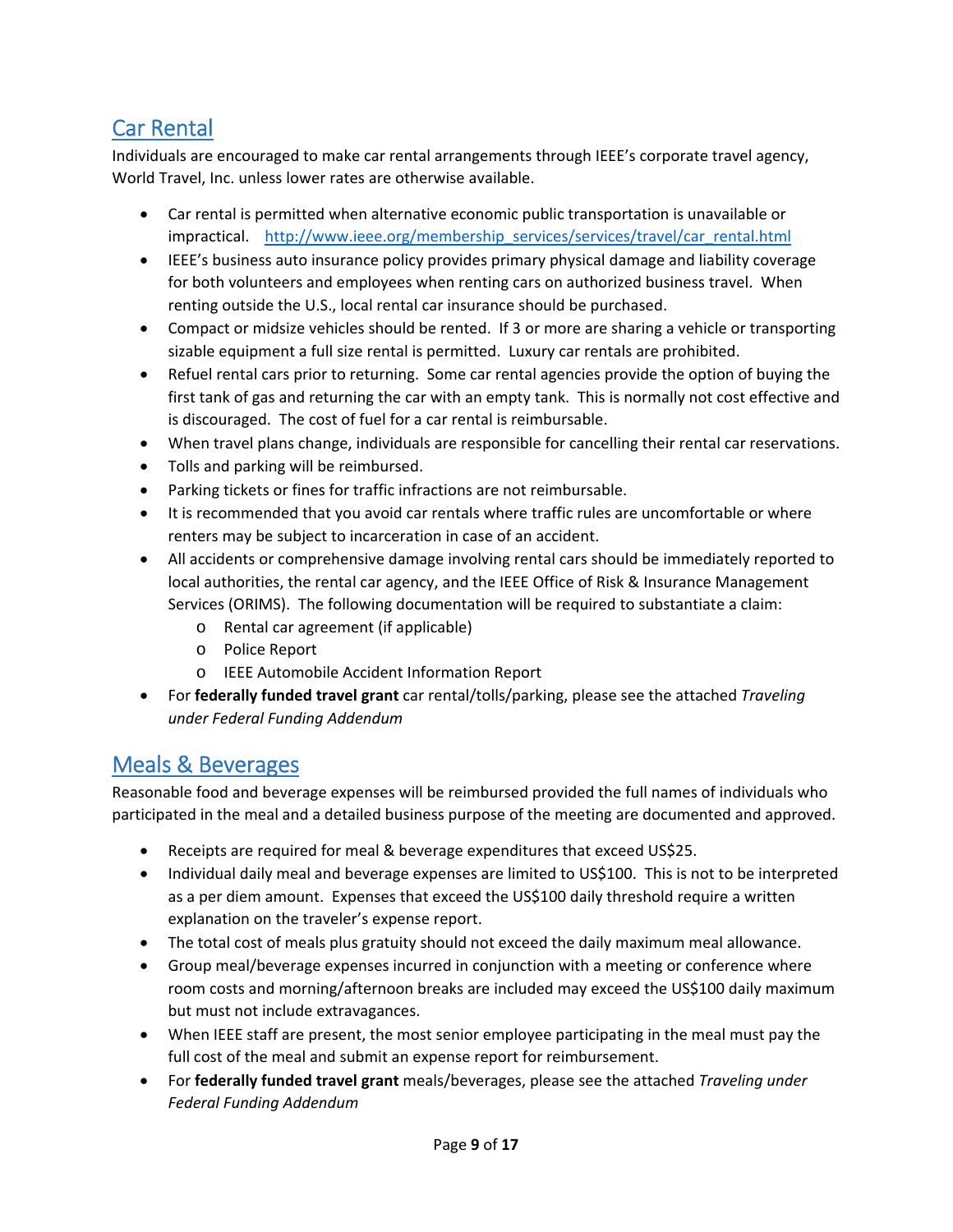## Car Rental

Individuals are encouraged to make car rental arrangements through IEEE's corporate travel agency, World Travel, Inc. unless lower rates are otherwise available.

- Car rental is permitted when alternative economic public transportation is unavailable or impractical. http://www.ieee.org/membership_services/services/travel/car_rental.html
- IEEE's business auto insurance policy provides primary physical damage and liability coverage for both volunteers and employees when renting cars on authorized business travel. When renting outside the U.S., local rental car insurance should be purchased.
- Compact or midsize vehicles should be rented. If 3 or more are sharing a vehicle or transporting sizable equipment a full size rental is permitted. Luxury car rentals are prohibited.
- Refuel rental cars prior to returning. Some car rental agencies provide the option of buying the first tank of gas and returning the car with an empty tank. This is normally not cost effective and is discouraged. The cost of fuel for a car rental is reimbursable.
- When travel plans change, individuals are responsible for cancelling their rental car reservations.
- Tolls and parking will be reimbursed.
- Parking tickets or fines for traffic infractions are not reimbursable.
- It is recommended that you avoid car rentals where traffic rules are uncomfortable or where renters may be subject to incarceration in case of an accident.
- All accidents or comprehensive damage involving rental cars should be immediately reported to local authorities, the rental car agency, and the IEEE Office of Risk & Insurance Management Services (ORIMS). The following documentation will be required to substantiate a claim:
  - Rental car agreement (if applicable)
  - Police Report
  - IEEE Automobile Accident Information Report
- For **federally funded travel grant** car rental/tolls/parking, please see the attached *Traveling under Federal Funding Addendum*

## Meals & Beverages

Reasonable food and beverage expenses will be reimbursed provided the full names of individuals who participated in the meal and a detailed business purpose of the meeting are documented and approved.

- Receipts are required for meal & beverage expenditures that exceed US$25.
- Individual daily meal and beverage expenses are limited to US$100. This is not to be interpreted as a per diem amount. Expenses that exceed the US$100 daily threshold require a written explanation on the traveler's expense report.
- The total cost of meals plus gratuity should not exceed the daily maximum meal allowance.
- Group meal/beverage expenses incurred in conjunction with a meeting or conference where room costs and morning/afternoon breaks are included may exceed the US$100 daily maximum but must not include extravagances.
- When IEEE staff are present, the most senior employee participating in the meal must pay the full cost of the meal and submit an expense report for reimbursement.
- For **federally funded travel grant** meals/beverages, please see the attached *Traveling under Federal Funding Addendum*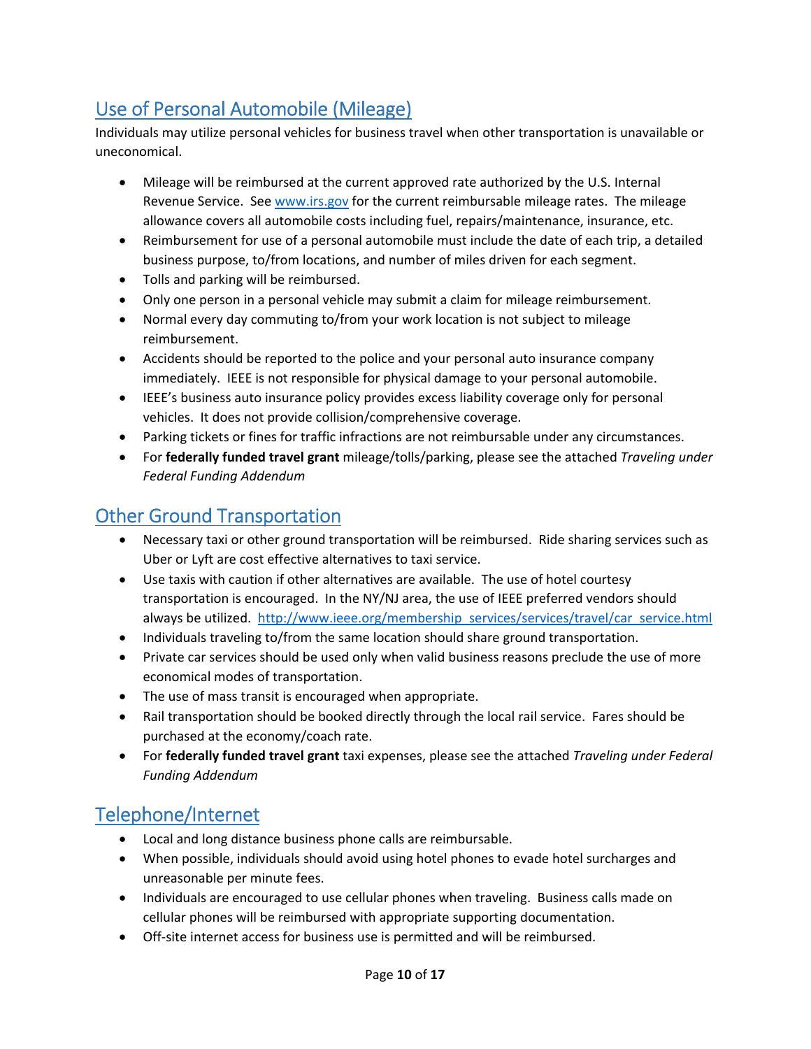## Use of Personal Automobile (Mileage)

Individuals may utilize personal vehicles for business travel when other transportation is unavailable or uneconomical.

- Mileage will be reimbursed at the current approved rate authorized by the U.S. Internal Revenue Service. See www.irs.gov for the current reimbursable mileage rates. The mileage allowance covers all automobile costs including fuel, repairs/maintenance, insurance, etc.
- Reimbursement for use of a personal automobile must include the date of each trip, a detailed business purpose, to/from locations, and number of miles driven for each segment.
- Tolls and parking will be reimbursed.
- Only one person in a personal vehicle may submit a claim for mileage reimbursement.
- Normal every day commuting to/from your work location is not subject to mileage reimbursement.
- Accidents should be reported to the police and your personal auto insurance company immediately. IEEE is not responsible for physical damage to your personal automobile.
- IEEE's business auto insurance policy provides excess liability coverage only for personal vehicles. It does not provide collision/comprehensive coverage.
- Parking tickets or fines for traffic infractions are not reimbursable under any circumstances.
- For **federally funded travel grant** mileage/tolls/parking, please see the attached *Traveling under Federal Funding Addendum*

## Other Ground Transportation

- Necessary taxi or other ground transportation will be reimbursed. Ride sharing services such as Uber or Lyft are cost effective alternatives to taxi service.
- Use taxis with caution if other alternatives are available. The use of hotel courtesy transportation is encouraged. In the NY/NJ area, the use of IEEE preferred vendors should always be utilized. http://www.ieee.org/membership_services/services/travel/car_service.html
- Individuals traveling to/from the same location should share ground transportation.
- Private car services should be used only when valid business reasons preclude the use of more economical modes of transportation.
- The use of mass transit is encouraged when appropriate.
- Rail transportation should be booked directly through the local rail service. Fares should be purchased at the economy/coach rate.
- For **federally funded travel grant** taxi expenses, please see the attached *Traveling under Federal Funding Addendum*

## Telephone/Internet

- Local and long distance business phone calls are reimbursable.
- When possible, individuals should avoid using hotel phones to evade hotel surcharges and unreasonable per minute fees.
- Individuals are encouraged to use cellular phones when traveling. Business calls made on cellular phones will be reimbursed with appropriate supporting documentation.
- Off-site internet access for business use is permitted and will be reimbursed.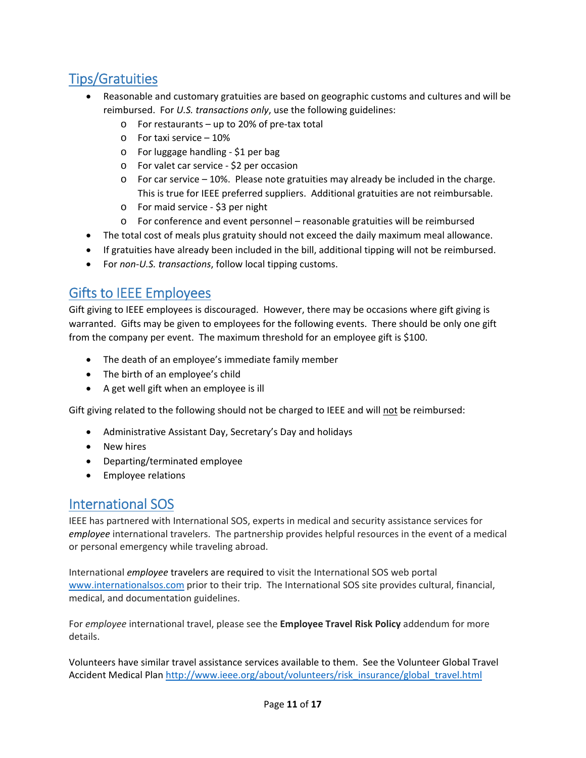## Tips/Gratuities

- Reasonable and customary gratuities are based on geographic customs and cultures and will be reimbursed. For *U.S. transactions only*, use the following guidelines:
  - For restaurants – up to 20% of pre-tax total
  - For taxi service – 10%
  - For luggage handling - $1 per bag
  - For valet car service - $2 per occasion
  - For car service – 10%. Please note gratuities may already be included in the charge. This is true for IEEE preferred suppliers. Additional gratuities are not reimbursable.
  - For maid service - $3 per night
  - For conference and event personnel – reasonable gratuities will be reimbursed
- The total cost of meals plus gratuity should not exceed the daily maximum meal allowance.
- If gratuities have already been included in the bill, additional tipping will not be reimbursed.
- For *non-U.S. transactions*, follow local tipping customs.

## Gifts to IEEE Employees

Gift giving to IEEE employees is discouraged. However, there may be occasions where gift giving is warranted. Gifts may be given to employees for the following events. There should be only one gift from the company per event. The maximum threshold for an employee gift is $100.

- The death of an employee's immediate family member
- The birth of an employee's child
- A get well gift when an employee is ill

Gift giving related to the following should not be charged to IEEE and will not be reimbursed:

- Administrative Assistant Day, Secretary's Day and holidays
- New hires
- Departing/terminated employee
- Employee relations

## International SOS

IEEE has partnered with International SOS, experts in medical and security assistance services for *employee* international travelers. The partnership provides helpful resources in the event of a medical or personal emergency while traveling abroad.

International *employee* travelers are required to visit the International SOS web portal www.internationalsos.com prior to their trip. The International SOS site provides cultural, financial, medical, and documentation guidelines.

For *employee* international travel, please see the **Employee Travel Risk Policy** addendum for more details.

Volunteers have similar travel assistance services available to them. See the Volunteer Global Travel Accident Medical Plan http://www.ieee.org/about/volunteers/risk_insurance/global_travel.html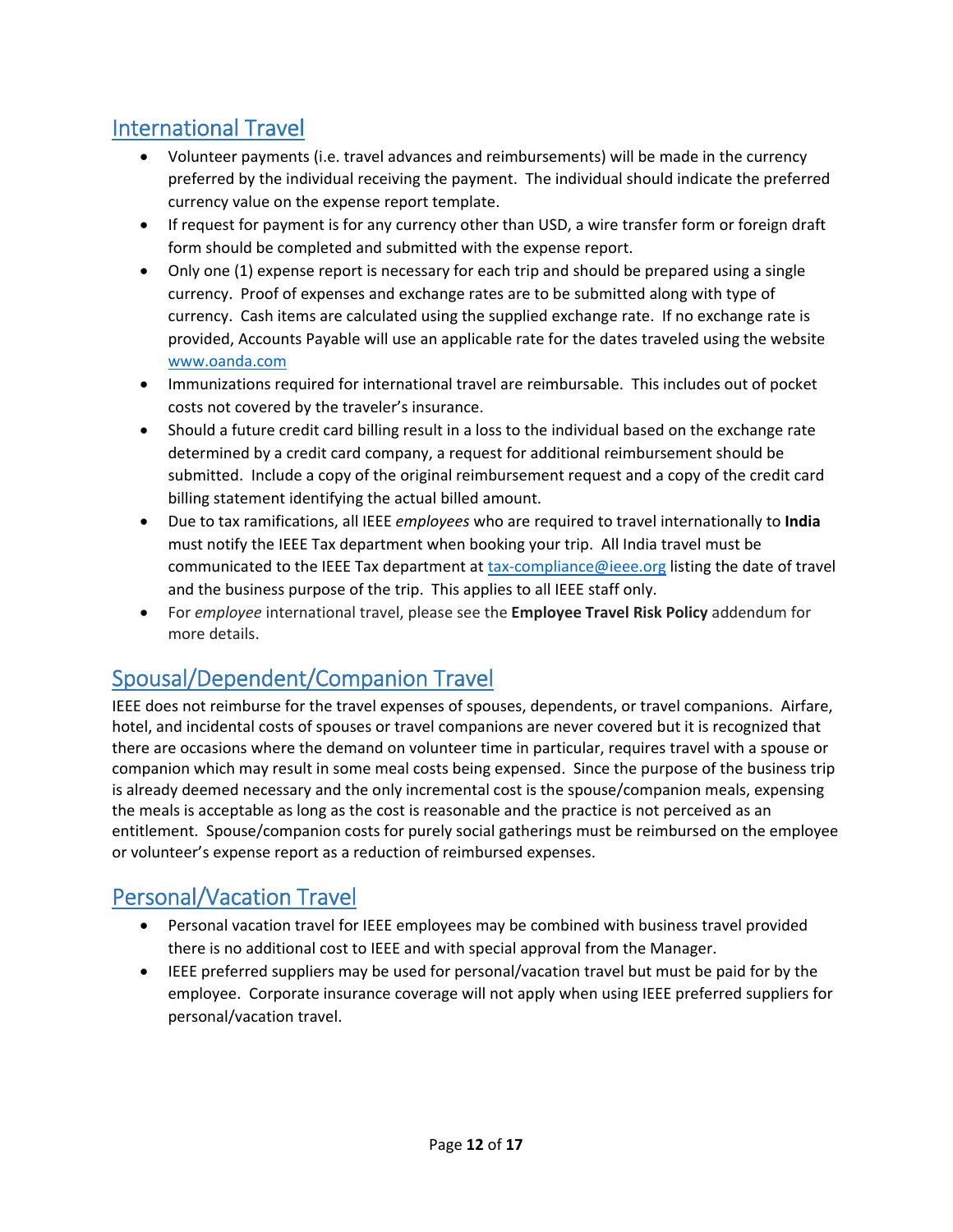## International Travel

- Volunteer payments (i.e. travel advances and reimbursements) will be made in the currency preferred by the individual receiving the payment. The individual should indicate the preferred currency value on the expense report template.
- If request for payment is for any currency other than USD, a wire transfer form or foreign draft form should be completed and submitted with the expense report.
- Only one (1) expense report is necessary for each trip and should be prepared using a single currency. Proof of expenses and exchange rates are to be submitted along with type of currency. Cash items are calculated using the supplied exchange rate. If no exchange rate is provided, Accounts Payable will use an applicable rate for the dates traveled using the website [www.oanda.com](http://www.oanda.com)
- Immunizations required for international travel are reimbursable. This includes out of pocket costs not covered by the traveler's insurance.
- Should a future credit card billing result in a loss to the individual based on the exchange rate determined by a credit card company, a request for additional reimbursement should be submitted. Include a copy of the original reimbursement request and a copy of the credit card billing statement identifying the actual billed amount.
- Due to tax ramifications, all IEEE *employees* who are required to travel internationally to **India** must notify the IEEE Tax department when booking your trip. All India travel must be communicated to the IEEE Tax department at [tax-compliance@ieee.org](mailto:tax-compliance@ieee.org) listing the date of travel and the business purpose of the trip. This applies to all IEEE staff only.
- For *employee* international travel, please see the **Employee Travel Risk Policy** addendum for more details.

## Spousal/Dependent/Companion Travel

IEEE does not reimburse for the travel expenses of spouses, dependents, or travel companions. Airfare, hotel, and incidental costs of spouses or travel companions are never covered but it is recognized that there are occasions where the demand on volunteer time in particular, requires travel with a spouse or companion which may result in some meal costs being expensed. Since the purpose of the business trip is already deemed necessary and the only incremental cost is the spouse/companion meals, expensing the meals is acceptable as long as the cost is reasonable and the practice is not perceived as an entitlement. Spouse/companion costs for purely social gatherings must be reimbursed on the employee or volunteer's expense report as a reduction of reimbursed expenses.

## Personal/Vacation Travel

- Personal vacation travel for IEEE employees may be combined with business travel provided there is no additional cost to IEEE and with special approval from the Manager.
- IEEE preferred suppliers may be used for personal/vacation travel but must be paid for by the employee. Corporate insurance coverage will not apply when using IEEE preferred suppliers for personal/vacation travel.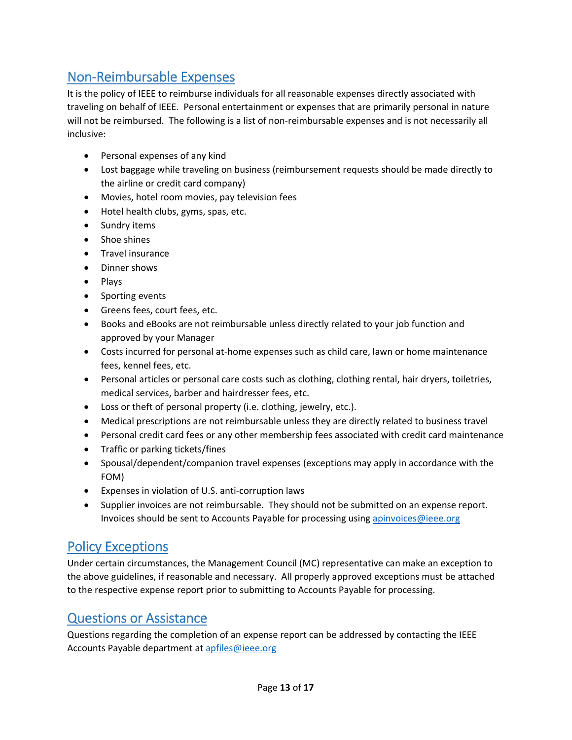## Non-Reimbursable Expenses

It is the policy of IEEE to reimburse individuals for all reasonable expenses directly associated with traveling on behalf of IEEE. Personal entertainment or expenses that are primarily personal in nature will not be reimbursed. The following is a list of non-reimbursable expenses and is not necessarily all inclusive:

- Personal expenses of any kind
- Lost baggage while traveling on business (reimbursement requests should be made directly to the airline or credit card company)
- Movies, hotel room movies, pay television fees
- Hotel health clubs, gyms, spas, etc.
- Sundry items
- Shoe shines
- Travel insurance
- Dinner shows
- Plays
- Sporting events
- Greens fees, court fees, etc.
- Books and eBooks are not reimbursable unless directly related to your job function and approved by your Manager
- Costs incurred for personal at-home expenses such as child care, lawn or home maintenance fees, kennel fees, etc.
- Personal articles or personal care costs such as clothing, clothing rental, hair dryers, toiletries, medical services, barber and hairdresser fees, etc.
- Loss or theft of personal property (i.e. clothing, jewelry, etc.).
- Medical prescriptions are not reimbursable unless they are directly related to business travel
- Personal credit card fees or any other membership fees associated with credit card maintenance
- Traffic or parking tickets/fines
- Spousal/dependent/companion travel expenses (exceptions may apply in accordance with the FOM)
- Expenses in violation of U.S. anti-corruption laws
- Supplier invoices are not reimbursable. They should not be submitted on an expense report. Invoices should be sent to Accounts Payable for processing using apinvoices@ieee.org

## Policy Exceptions

Under certain circumstances, the Management Council (MC) representative can make an exception to the above guidelines, if reasonable and necessary. All properly approved exceptions must be attached to the respective expense report prior to submitting to Accounts Payable for processing.

## Questions or Assistance

Questions regarding the completion of an expense report can be addressed by contacting the IEEE Accounts Payable department at apfiles@ieee.org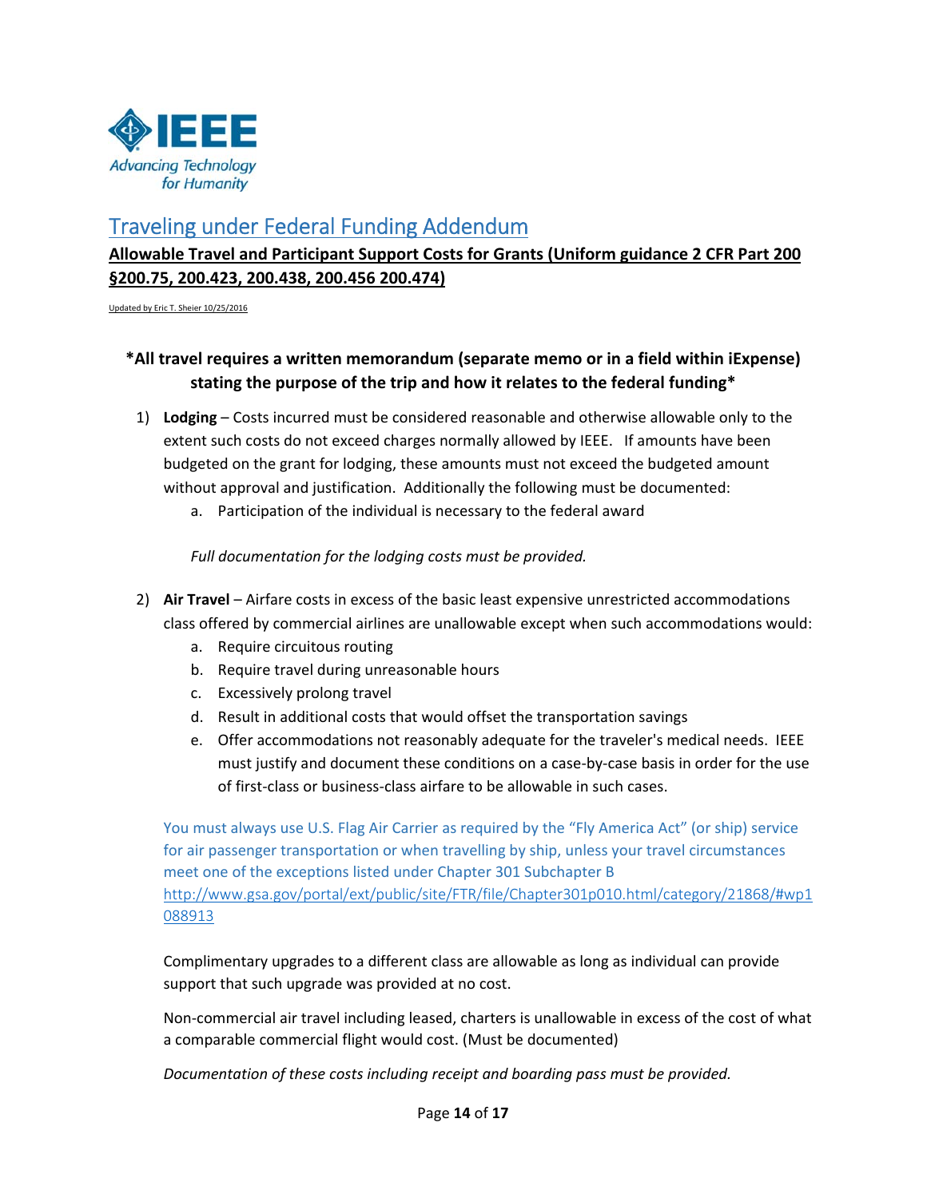# Traveling under Federal Funding Addendum

**Allowable Travel and Participant Support Costs for Grants (Uniform guidance 2 CFR Part 200 §200.75, 200.423, 200.438, 200.456 200.474)**

Updated by Eric T. Sheier 10/25/2016

**\*All travel requires a written memorandum (separate memo or in a field within iExpense) stating the purpose of the trip and how it relates to the federal funding\***

1) **Lodging** – Costs incurred must be considered reasonable and otherwise allowable only to the extent such costs do not exceed charges normally allowed by IEEE. If amounts have been budgeted on the grant for lodging, these amounts must not exceed the budgeted amount without approval and justification. Additionally the following must be documented:
   a. Participation of the individual is necessary to the federal award

   *Full documentation for the lodging costs must be provided.*

2) **Air Travel** – Airfare costs in excess of the basic least expensive unrestricted accommodations class offered by commercial airlines are unallowable except when such accommodations would:
   a. Require circuitous routing
   b. Require travel during unreasonable hours
   c. Excessively prolong travel
   d. Result in additional costs that would offset the transportation savings
   e. Offer accommodations not reasonably adequate for the traveler's medical needs. IEEE must justify and document these conditions on a case-by-case basis in order for the use of first-class or business-class airfare to be allowable in such cases.

   You must always use U.S. Flag Air Carrier as required by the "Fly America Act" (or ship) service for air passenger transportation or when travelling by ship, unless your travel circumstances meet one of the exceptions listed under Chapter 301 Subchapter B http://www.gsa.gov/portal/ext/public/site/FTR/file/Chapter301p010.html/category/21868/#wp1088913

   Complimentary upgrades to a different class are allowable as long as individual can provide support that such upgrade was provided at no cost.

   Non-commercial air travel including leased, charters is unallowable in excess of the cost of what a comparable commercial flight would cost. (Must be documented)

   *Documentation of these costs including receipt and boarding pass must be provided.*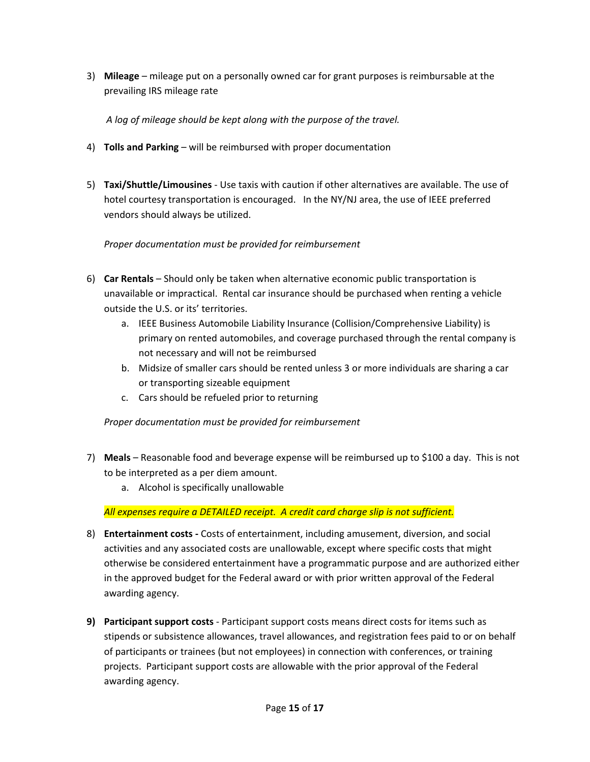3) **Mileage** – mileage put on a personally owned car for grant purposes is reimbursable at the prevailing IRS mileage rate

   *A log of mileage should be kept along with the purpose of the travel.*

4) **Tolls and Parking** – will be reimbursed with proper documentation

5) **Taxi/Shuttle/Limousines** - Use taxis with caution if other alternatives are available. The use of hotel courtesy transportation is encouraged. In the NY/NJ area, the use of IEEE preferred vendors should always be utilized.

   *Proper documentation must be provided for reimbursement*

6) **Car Rentals** – Should only be taken when alternative economic public transportation is unavailable or impractical. Rental car insurance should be purchased when renting a vehicle outside the U.S. or its' territories.
   a. IEEE Business Automobile Liability Insurance (Collision/Comprehensive Liability) is primary on rented automobiles, and coverage purchased through the rental company is not necessary and will not be reimbursed
   b. Midsize of smaller cars should be rented unless 3 or more individuals are sharing a car or transporting sizeable equipment
   c. Cars should be refueled prior to returning

   *Proper documentation must be provided for reimbursement*

7) **Meals** – Reasonable food and beverage expense will be reimbursed up to $100 a day. This is not to be interpreted as a per diem amount.
   a. Alcohol is specifically unallowable

   *All expenses require a DETAILED receipt. A credit card charge slip is not sufficient.*

8) **Entertainment costs -** Costs of entertainment, including amusement, diversion, and social activities and any associated costs are unallowable, except where specific costs that might otherwise be considered entertainment have a programmatic purpose and are authorized either in the approved budget for the Federal award or with prior written approval of the Federal awarding agency.

9) **Participant support costs** - Participant support costs means direct costs for items such as stipends or subsistence allowances, travel allowances, and registration fees paid to or on behalf of participants or trainees (but not employees) in connection with conferences, or training projects. Participant support costs are allowable with the prior approval of the Federal awarding agency.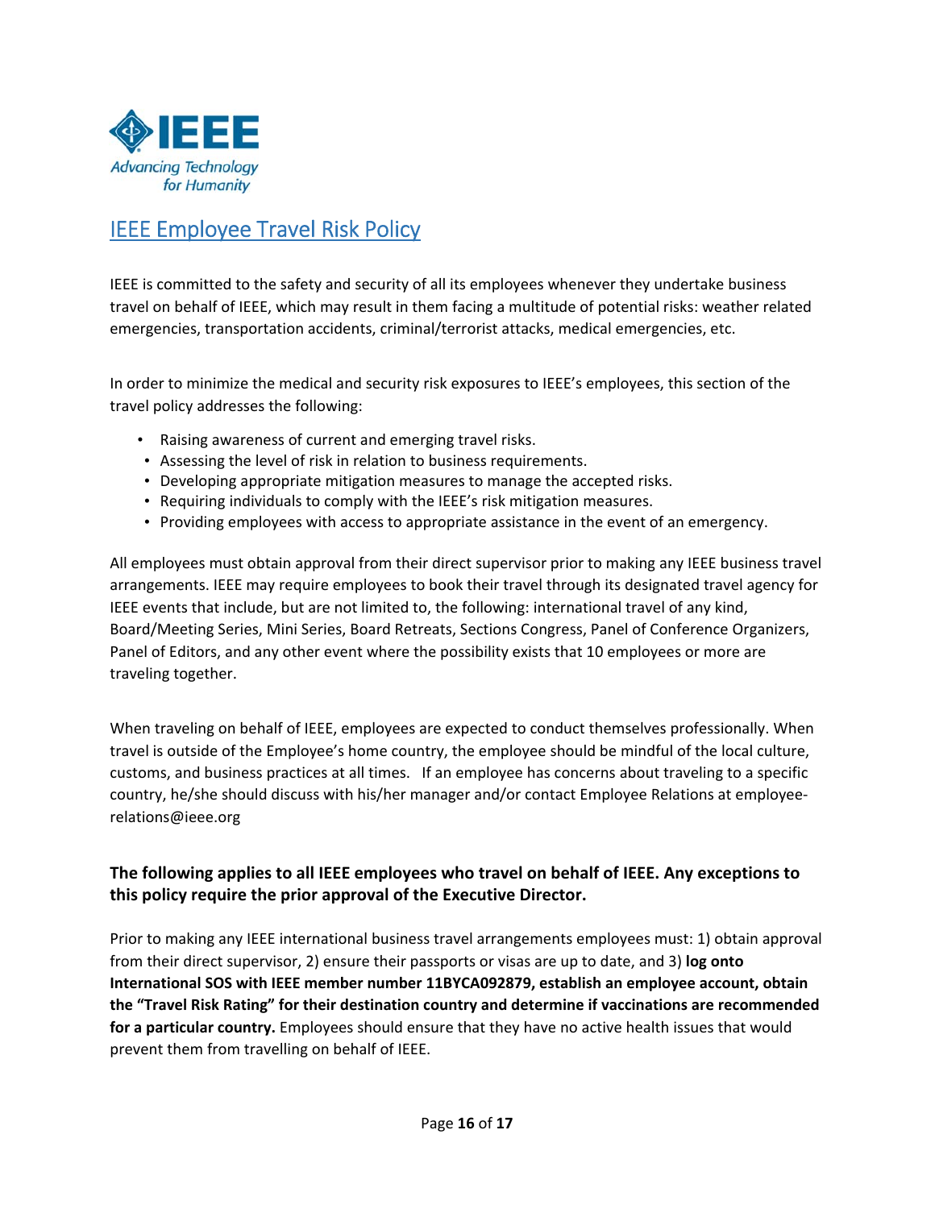# IEEE Employee Travel Risk Policy

IEEE is committed to the safety and security of all its employees whenever they undertake business travel on behalf of IEEE, which may result in them facing a multitude of potential risks: weather related emergencies, transportation accidents, criminal/terrorist attacks, medical emergencies, etc.

In order to minimize the medical and security risk exposures to IEEE's employees, this section of the travel policy addresses the following:

- Raising awareness of current and emerging travel risks.
- Assessing the level of risk in relation to business requirements.
- Developing appropriate mitigation measures to manage the accepted risks.
- Requiring individuals to comply with the IEEE's risk mitigation measures.
- Providing employees with access to appropriate assistance in the event of an emergency.

All employees must obtain approval from their direct supervisor prior to making any IEEE business travel arrangements. IEEE may require employees to book their travel through its designated travel agency for IEEE events that include, but are not limited to, the following: international travel of any kind, Board/Meeting Series, Mini Series, Board Retreats, Sections Congress, Panel of Conference Organizers, Panel of Editors, and any other event where the possibility exists that 10 employees or more are traveling together.

When traveling on behalf of IEEE, employees are expected to conduct themselves professionally. When travel is outside of the Employee's home country, the employee should be mindful of the local culture, customs, and business practices at all times. If an employee has concerns about traveling to a specific country, he/she should discuss with his/her manager and/or contact Employee Relations at employee-relations@ieee.org

**The following applies to all IEEE employees who travel on behalf of IEEE. Any exceptions to this policy require the prior approval of the Executive Director.**

Prior to making any IEEE international business travel arrangements employees must: 1) obtain approval from their direct supervisor, 2) ensure their passports or visas are up to date, and 3) **log onto International SOS with IEEE member number 11BYCA092879, establish an employee account, obtain the "Travel Risk Rating" for their destination country and determine if vaccinations are recommended for a particular country.** Employees should ensure that they have no active health issues that would prevent them from travelling on behalf of IEEE.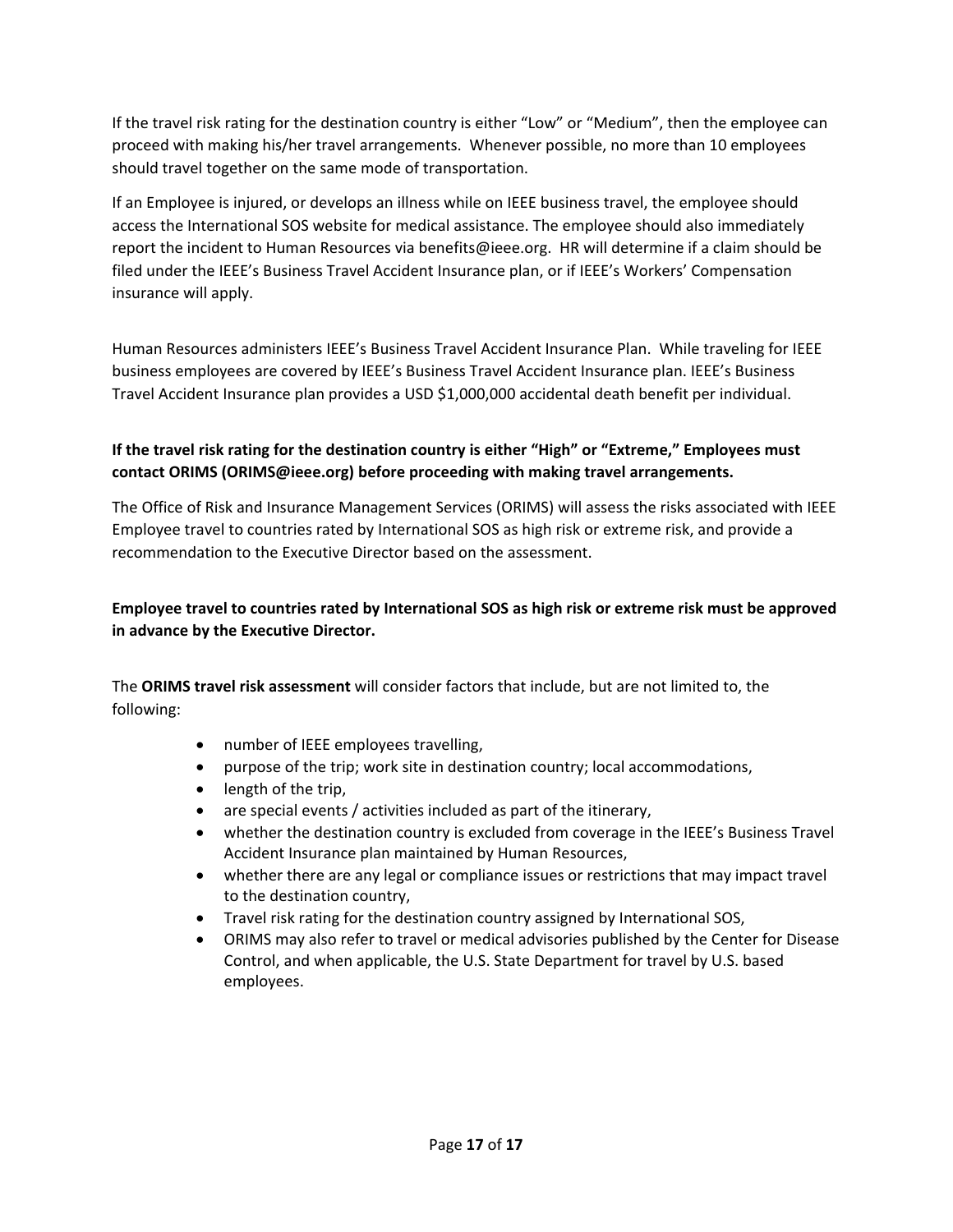If the travel risk rating for the destination country is either "Low" or "Medium", then the employee can proceed with making his/her travel arrangements. Whenever possible, no more than 10 employees should travel together on the same mode of transportation.

If an Employee is injured, or develops an illness while on IEEE business travel, the employee should access the International SOS website for medical assistance. The employee should also immediately report the incident to Human Resources via benefits@ieee.org. HR will determine if a claim should be filed under the IEEE's Business Travel Accident Insurance plan, or if IEEE's Workers' Compensation insurance will apply.

Human Resources administers IEEE's Business Travel Accident Insurance Plan. While traveling for IEEE business employees are covered by IEEE's Business Travel Accident Insurance plan. IEEE's Business Travel Accident Insurance plan provides a USD $1,000,000 accidental death benefit per individual.

**If the travel risk rating for the destination country is either "High" or "Extreme," Employees must contact ORIMS (ORIMS@ieee.org) before proceeding with making travel arrangements.**

The Office of Risk and Insurance Management Services (ORIMS) will assess the risks associated with IEEE Employee travel to countries rated by International SOS as high risk or extreme risk, and provide a recommendation to the Executive Director based on the assessment.

**Employee travel to countries rated by International SOS as high risk or extreme risk must be approved in advance by the Executive Director.**

The **ORIMS travel risk assessment** will consider factors that include, but are not limited to, the following:

- number of IEEE employees travelling,
- purpose of the trip; work site in destination country; local accommodations,
- length of the trip,
- are special events / activities included as part of the itinerary,
- whether the destination country is excluded from coverage in the IEEE's Business Travel Accident Insurance plan maintained by Human Resources,
- whether there are any legal or compliance issues or restrictions that may impact travel to the destination country,
- Travel risk rating for the destination country assigned by International SOS,
- ORIMS may also refer to travel or medical advisories published by the Center for Disease Control, and when applicable, the U.S. State Department for travel by U.S. based employees.